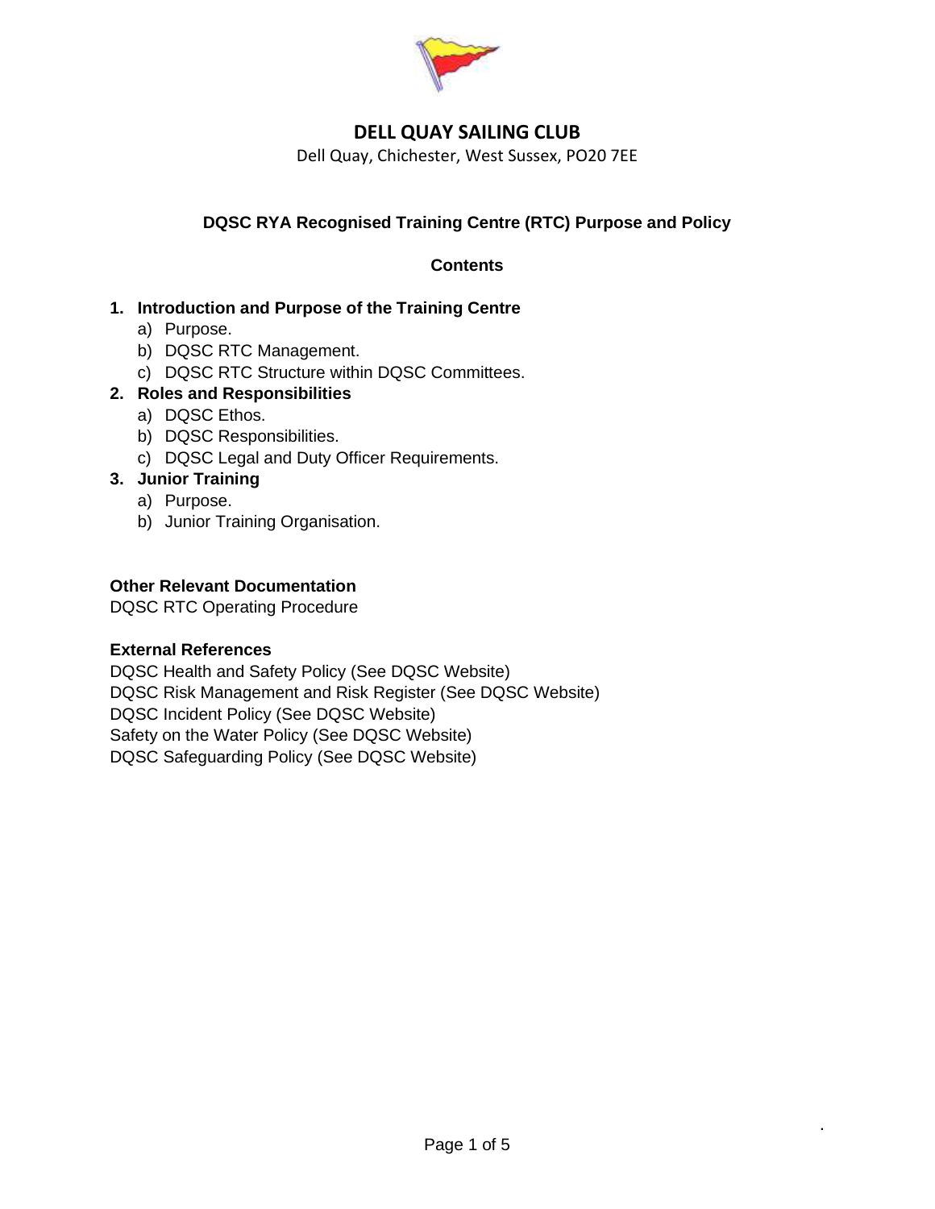# DELL QUAY SAILING CLUB

Dell Quay, Chichester, West Sussex, PO20 7EE

## DQSC RYA Recognised Training Centre (RTC) Purpose and Policy

### Contents

1. **Introduction and Purpose of the Training Centre**
   a) Purpose.
   b) DQSC RTC Management.
   c) DQSC RTC Structure within DQSC Committees.
2. **Roles and Responsibilities**
   a) DQSC Ethos.
   b) DQSC Responsibilities.
   c) DQSC Legal and Duty Officer Requirements.
3. **Junior Training**
   a) Purpose.
   b) Junior Training Organisation.

**Other Relevant Documentation**
DQSC RTC Operating Procedure

**External References**
DQSC Health and Safety Policy (See DQSC Website)
DQSC Risk Management and Risk Register (See DQSC Website)
DQSC Incident Policy (See DQSC Website)
Safety on the Water Policy (See DQSC Website)
DQSC Safeguarding Policy (See DQSC Website)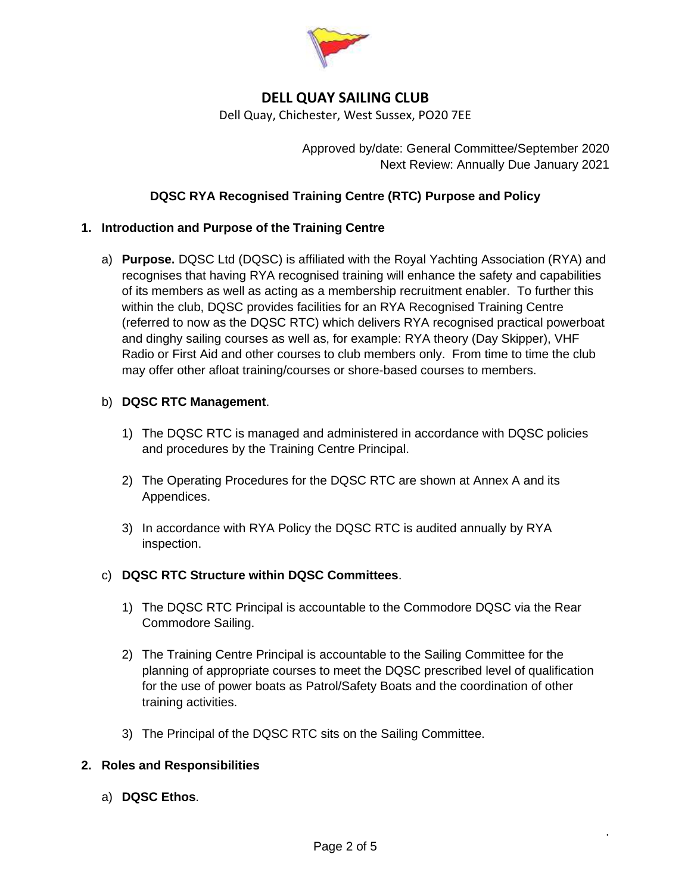# DELL QUAY SAILING CLUB

Dell Quay, Chichester, West Sussex, PO20 7EE

Approved by/date: General Committee/September 2020
Next Review: Annually Due January 2021

## DQSC RYA Recognised Training Centre (RTC) Purpose and Policy

### 1. Introduction and Purpose of the Training Centre

a) **Purpose.** DQSC Ltd (DQSC) is affiliated with the Royal Yachting Association (RYA) and recognises that having RYA recognised training will enhance the safety and capabilities of its members as well as acting as a membership recruitment enabler. To further this within the club, DQSC provides facilities for an RYA Recognised Training Centre (referred to now as the DQSC RTC) which delivers RYA recognised practical powerboat and dinghy sailing courses as well as, for example: RYA theory (Day Skipper), VHF Radio or First Aid and other courses to club members only. From time to time the club may offer other afloat training/courses or shore-based courses to members.

b) **DQSC RTC Management**.

1) The DQSC RTC is managed and administered in accordance with DQSC policies and procedures by the Training Centre Principal.

2) The Operating Procedures for the DQSC RTC are shown at Annex A and its Appendices.

3) In accordance with RYA Policy the DQSC RTC is audited annually by RYA inspection.

c) **DQSC RTC Structure within DQSC Committees**.

1) The DQSC RTC Principal is accountable to the Commodore DQSC via the Rear Commodore Sailing.

2) The Training Centre Principal is accountable to the Sailing Committee for the planning of appropriate courses to meet the DQSC prescribed level of qualification for the use of power boats as Patrol/Safety Boats and the coordination of other training activities.

3) The Principal of the DQSC RTC sits on the Sailing Committee.

### 2. Roles and Responsibilities

a) **DQSC Ethos**.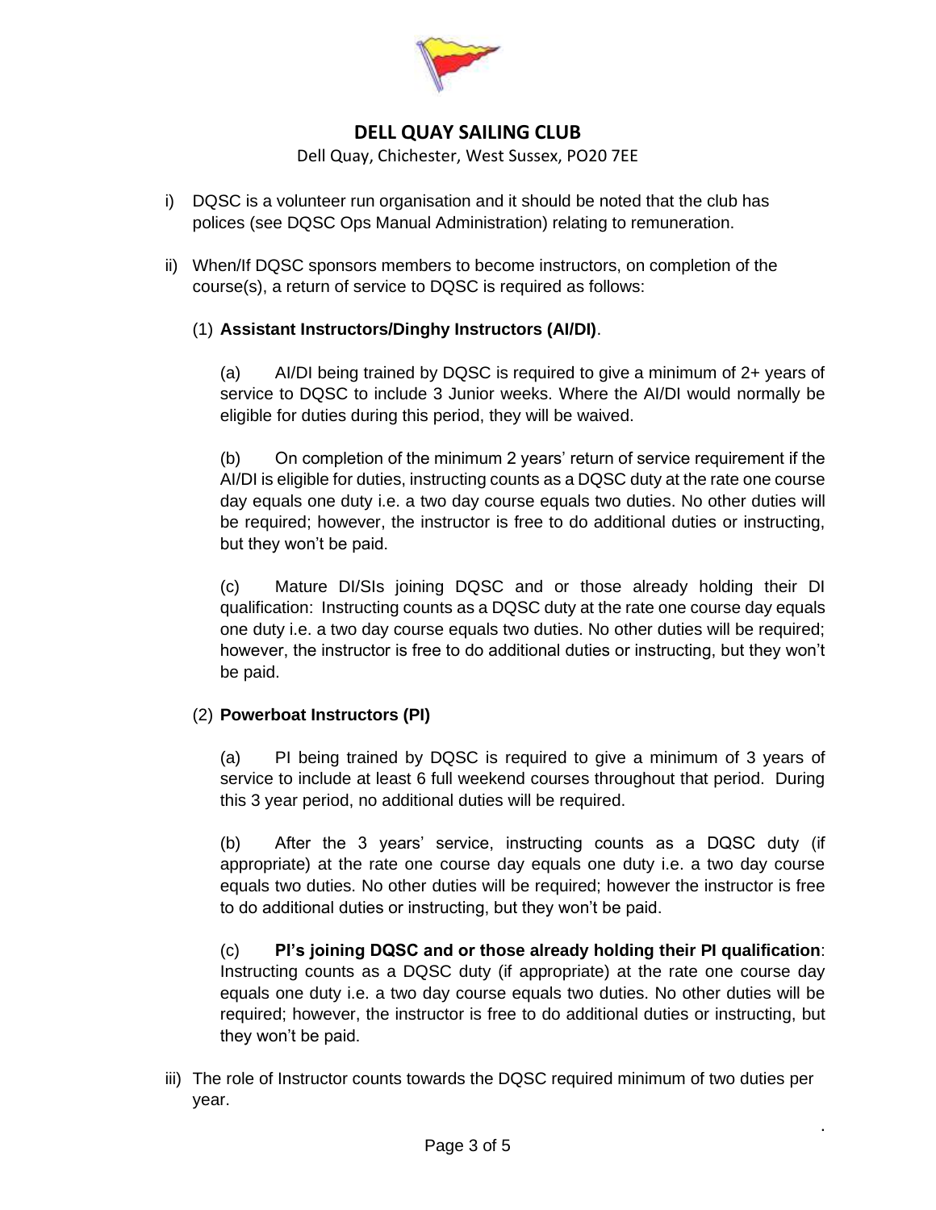# DELL QUAY SAILING CLUB

Dell Quay, Chichester, West Sussex, PO20 7EE

i) DQSC is a volunteer run organisation and it should be noted that the club has polices (see DQSC Ops Manual Administration) relating to remuneration.

ii) When/If DQSC sponsors members to become instructors, on completion of the course(s), a return of service to DQSC is required as follows:

(1) **Assistant Instructors/Dinghy Instructors (AI/DI)**.

(a) AI/DI being trained by DQSC is required to give a minimum of 2+ years of service to DQSC to include 3 Junior weeks. Where the AI/DI would normally be eligible for duties during this period, they will be waived.

(b) On completion of the minimum 2 years' return of service requirement if the AI/DI is eligible for duties, instructing counts as a DQSC duty at the rate one course day equals one duty i.e. a two day course equals two duties. No other duties will be required; however, the instructor is free to do additional duties or instructing, but they won't be paid.

(c) Mature DI/SIs joining DQSC and or those already holding their DI qualification: Instructing counts as a DQSC duty at the rate one course day equals one duty i.e. a two day course equals two duties. No other duties will be required; however, the instructor is free to do additional duties or instructing, but they won't be paid.

(2) **Powerboat Instructors (PI)**

(a) PI being trained by DQSC is required to give a minimum of 3 years of service to include at least 6 full weekend courses throughout that period. During this 3 year period, no additional duties will be required.

(b) After the 3 years' service, instructing counts as a DQSC duty (if appropriate) at the rate one course day equals one duty i.e. a two day course equals two duties. No other duties will be required; however the instructor is free to do additional duties or instructing, but they won't be paid.

(c) **PI's joining DQSC and or those already holding their PI qualification**: Instructing counts as a DQSC duty (if appropriate) at the rate one course day equals one duty i.e. a two day course equals two duties. No other duties will be required; however, the instructor is free to do additional duties or instructing, but they won't be paid.

iii) The role of Instructor counts towards the DQSC required minimum of two duties per year.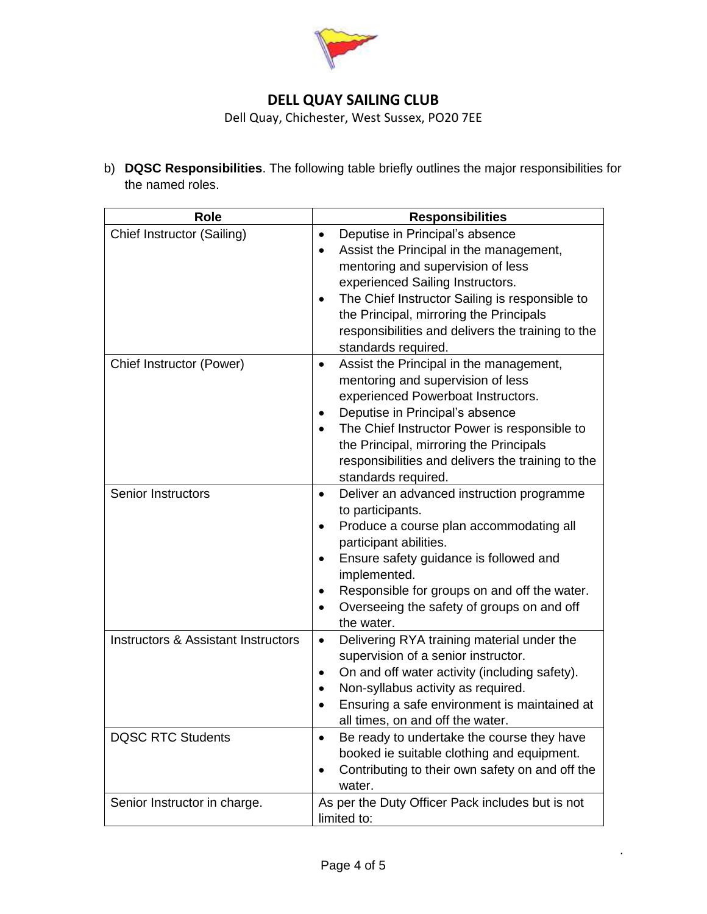**DELL QUAY SAILING CLUB**

Dell Quay, Chichester, West Sussex, PO20 7EE

b) **DQSC Responsibilities**. The following table briefly outlines the major responsibilities for the named roles.

| Role | Responsibilities |
|---|---|
| Chief Instructor (Sailing) | • Deputise in Principal's absence<br>• Assist the Principal in the management, mentoring and supervision of less experienced Sailing Instructors.<br>• The Chief Instructor Sailing is responsible to the Principal, mirroring the Principals responsibilities and delivers the training to the standards required. |
| Chief Instructor (Power) | • Assist the Principal in the management, mentoring and supervision of less experienced Powerboat Instructors.<br>• Deputise in Principal's absence<br>• The Chief Instructor Power is responsible to the Principal, mirroring the Principals responsibilities and delivers the training to the standards required. |
| Senior Instructors | • Deliver an advanced instruction programme to participants.<br>• Produce a course plan accommodating all participant abilities.<br>• Ensure safety guidance is followed and implemented.<br>• Responsible for groups on and off the water.<br>• Overseeing the safety of groups on and off the water. |
| Instructors & Assistant Instructors | • Delivering RYA training material under the supervision of a senior instructor.<br>• On and off water activity (including safety).<br>• Non-syllabus activity as required.<br>• Ensuring a safe environment is maintained at all times, on and off the water. |
| DQSC RTC Students | • Be ready to undertake the course they have booked ie suitable clothing and equipment.<br>• Contributing to their own safety on and off the water. |
| Senior Instructor in charge. | As per the Duty Officer Pack includes but is not limited to: |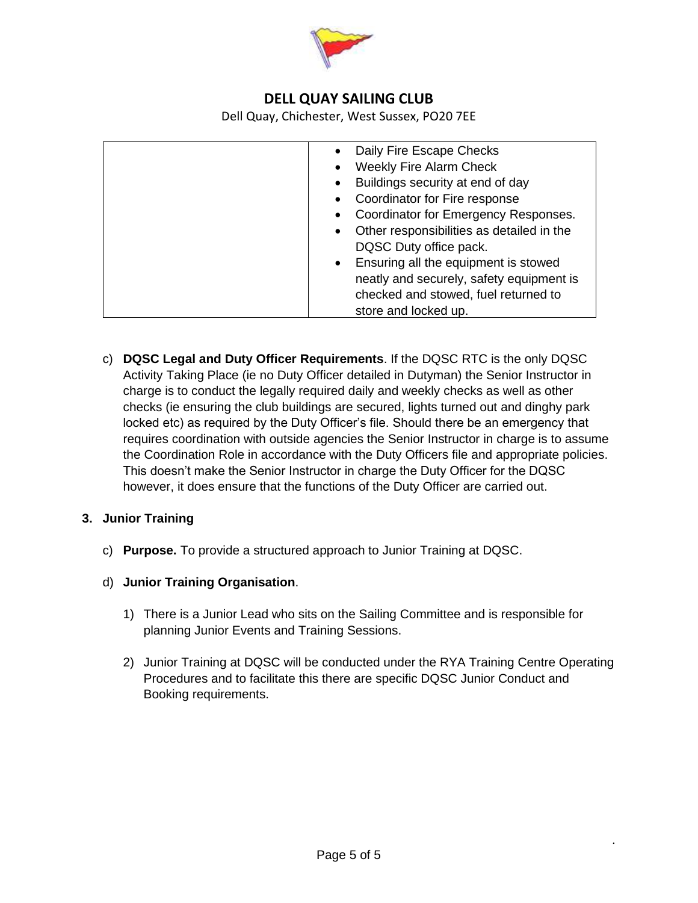| | |
|---|---|
| | • Daily Fire Escape Checks<br>• Weekly Fire Alarm Check<br>• Buildings security at end of day<br>• Coordinator for Fire response<br>• Coordinator for Emergency Responses.<br>• Other responsibilities as detailed in the DQSC Duty office pack.<br>• Ensuring all the equipment is stowed neatly and securely, safety equipment is checked and stowed, fuel returned to store and locked up. |

c) **DQSC Legal and Duty Officer Requirements**. If the DQSC RTC is the only DQSC Activity Taking Place (ie no Duty Officer detailed in Dutyman) the Senior Instructor in charge is to conduct the legally required daily and weekly checks as well as other checks (ie ensuring the club buildings are secured, lights turned out and dinghy park locked etc) as required by the Duty Officer's file. Should there be an emergency that requires coordination with outside agencies the Senior Instructor in charge is to assume the Coordination Role in accordance with the Duty Officers file and appropriate policies. This doesn't make the Senior Instructor in charge the Duty Officer for the DQSC however, it does ensure that the functions of the Duty Officer are carried out.

**3. Junior Training**

c) **Purpose.** To provide a structured approach to Junior Training at DQSC.

d) **Junior Training Organisation**.

1) There is a Junior Lead who sits on the Sailing Committee and is responsible for planning Junior Events and Training Sessions.

2) Junior Training at DQSC will be conducted under the RYA Training Centre Operating Procedures and to facilitate this there are specific DQSC Junior Conduct and Booking requirements.